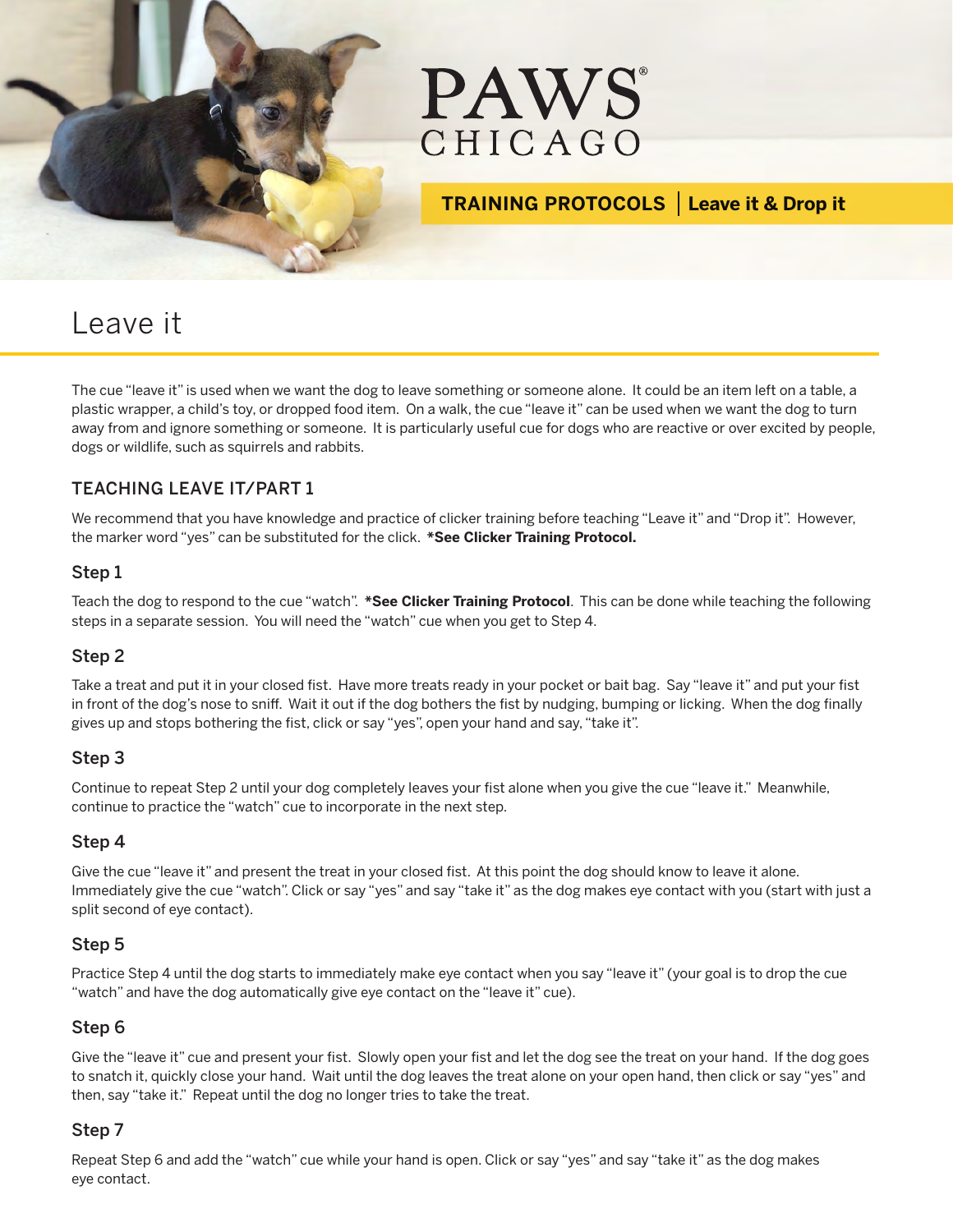PAWS®
CHICAGO

**TRAINING PROTOCOLS | Leave it & Drop it**

# Leave it

The cue "leave it" is used when we want the dog to leave something or someone alone. It could be an item left on a table, a plastic wrapper, a child's toy, or dropped food item. On a walk, the cue "leave it" can be used when we want the dog to turn away from and ignore something or someone. It is particularly useful cue for dogs who are reactive or over excited by people, dogs or wildlife, such as squirrels and rabbits.

## TEACHING LEAVE IT/PART 1

We recommend that you have knowledge and practice of clicker training before teaching "Leave it" and "Drop it". However, the marker word "yes" can be substituted for the click. ***See Clicker Training Protocol.**

### Step 1

Teach the dog to respond to the cue "watch". ***See Clicker Training Protocol**. This can be done while teaching the following steps in a separate session. You will need the "watch" cue when you get to Step 4.

### Step 2

Take a treat and put it in your closed fist. Have more treats ready in your pocket or bait bag. Say "leave it" and put your fist in front of the dog's nose to sniff. Wait it out if the dog bothers the fist by nudging, bumping or licking. When the dog finally gives up and stops bothering the fist, click or say "yes", open your hand and say, "take it".

### Step 3

Continue to repeat Step 2 until your dog completely leaves your fist alone when you give the cue "leave it." Meanwhile, continue to practice the "watch" cue to incorporate in the next step.

### Step 4

Give the cue "leave it" and present the treat in your closed fist. At this point the dog should know to leave it alone. Immediately give the cue "watch". Click or say "yes" and say "take it" as the dog makes eye contact with you (start with just a split second of eye contact).

### Step 5

Practice Step 4 until the dog starts to immediately make eye contact when you say "leave it" (your goal is to drop the cue "watch" and have the dog automatically give eye contact on the "leave it" cue).

### Step 6

Give the "leave it" cue and present your fist. Slowly open your fist and let the dog see the treat on your hand. If the dog goes to snatch it, quickly close your hand. Wait until the dog leaves the treat alone on your open hand, then click or say "yes" and then, say "take it." Repeat until the dog no longer tries to take the treat.

### Step 7

Repeat Step 6 and add the "watch" cue while your hand is open. Click or say "yes" and say "take it" as the dog makes eye contact.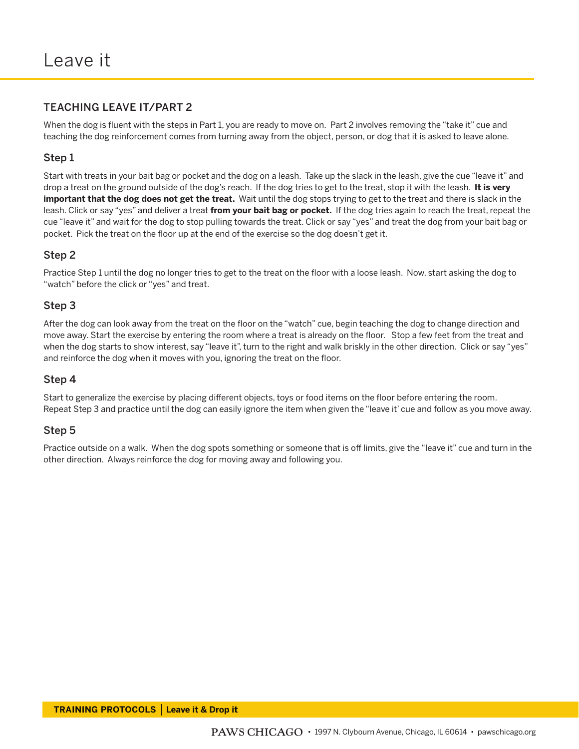# Leave it

## TEACHING LEAVE IT/PART 2

When the dog is fluent with the steps in Part 1, you are ready to move on. Part 2 involves removing the "take it" cue and teaching the dog reinforcement comes from turning away from the object, person, or dog that it is asked to leave alone.

### Step 1

Start with treats in your bait bag or pocket and the dog on a leash. Take up the slack in the leash, give the cue "leave it" and drop a treat on the ground outside of the dog's reach. If the dog tries to get to the treat, stop it with the leash. **It is very important that the dog does not get the treat.** Wait until the dog stops trying to get to the treat and there is slack in the leash. Click or say "yes" and deliver a treat **from your bait bag or pocket.** If the dog tries again to reach the treat, repeat the cue "leave it" and wait for the dog to stop pulling towards the treat. Click or say "yes" and treat the dog from your bait bag or pocket. Pick the treat on the floor up at the end of the exercise so the dog doesn't get it.

### Step 2

Practice Step 1 until the dog no longer tries to get to the treat on the floor with a loose leash. Now, start asking the dog to "watch" before the click or "yes" and treat.

### Step 3

After the dog can look away from the treat on the floor on the "watch" cue, begin teaching the dog to change direction and move away. Start the exercise by entering the room where a treat is already on the floor. Stop a few feet from the treat and when the dog starts to show interest, say "leave it", turn to the right and walk briskly in the other direction. Click or say "yes" and reinforce the dog when it moves with you, ignoring the treat on the floor.

### Step 4

Start to generalize the exercise by placing different objects, toys or food items on the floor before entering the room. Repeat Step 3 and practice until the dog can easily ignore the item when given the "leave it' cue and follow as you move away.

### Step 5

Practice outside on a walk. When the dog spots something or someone that is off limits, give the "leave it" cue and turn in the other direction. Always reinforce the dog for moving away and following you.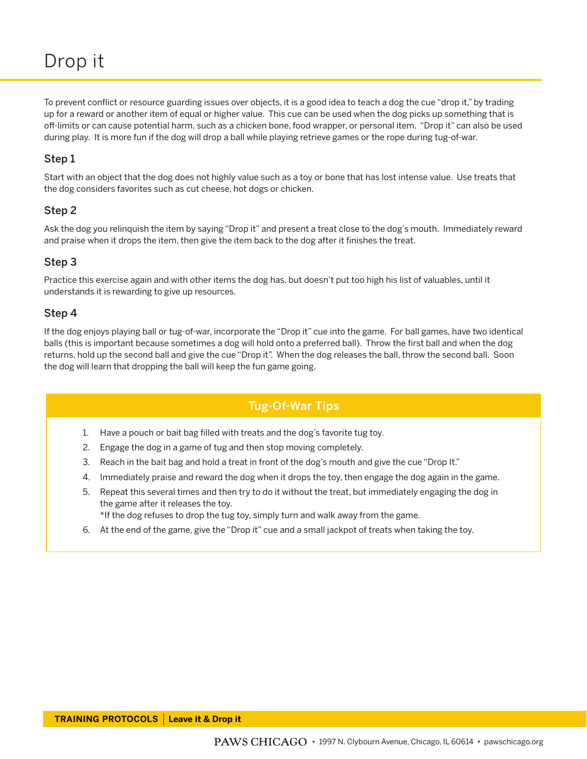# Drop it

To prevent conflict or resource guarding issues over objects, it is a good idea to teach a dog the cue "drop it," by trading up for a reward or another item of equal or higher value. This cue can be used when the dog picks up something that is off-limits or can cause potential harm, such as a chicken bone, food wrapper, or personal item. "Drop it" can also be used during play. It is more fun if the dog will drop a ball while playing retrieve games or the rope during tug-of-war.

### Step 1

Start with an object that the dog does not highly value such as a toy or bone that has lost intense value. Use treats that the dog considers favorites such as cut cheese, hot dogs or chicken.

### Step 2

Ask the dog you relinquish the item by saying "Drop it" and present a treat close to the dog's mouth. Immediately reward and praise when it drops the item, then give the item back to the dog after it finishes the treat.

### Step 3

Practice this exercise again and with other items the dog has, but doesn't put too high his list of valuables, until it understands it is rewarding to give up resources.

### Step 4

If the dog enjoys playing ball or tug-of-war, incorporate the "Drop it" cue into the game. For ball games, have two identical balls (this is important because sometimes a dog will hold onto a preferred ball). Throw the first ball and when the dog returns, hold up the second ball and give the cue "Drop it". When the dog releases the ball, throw the second ball. Soon the dog will learn that dropping the ball will keep the fun game going.

## Tug-Of-War Tips

1. Have a pouch or bait bag filled with treats and the dog's favorite tug toy.
2. Engage the dog in a game of tug and then stop moving completely.
3. Reach in the bait bag and hold a treat in front of the dog's mouth and give the cue "Drop It."
4. Immediately praise and reward the dog when it drops the toy, then engage the dog again in the game.
5. Repeat this several times and then try to do it without the treat, but immediately engaging the dog in the game after it releases the toy.
   *If the dog refuses to drop the tug toy, simply turn and walk away from the game.
6. At the end of the game, give the "Drop it" cue and a small jackpot of treats when taking the toy.